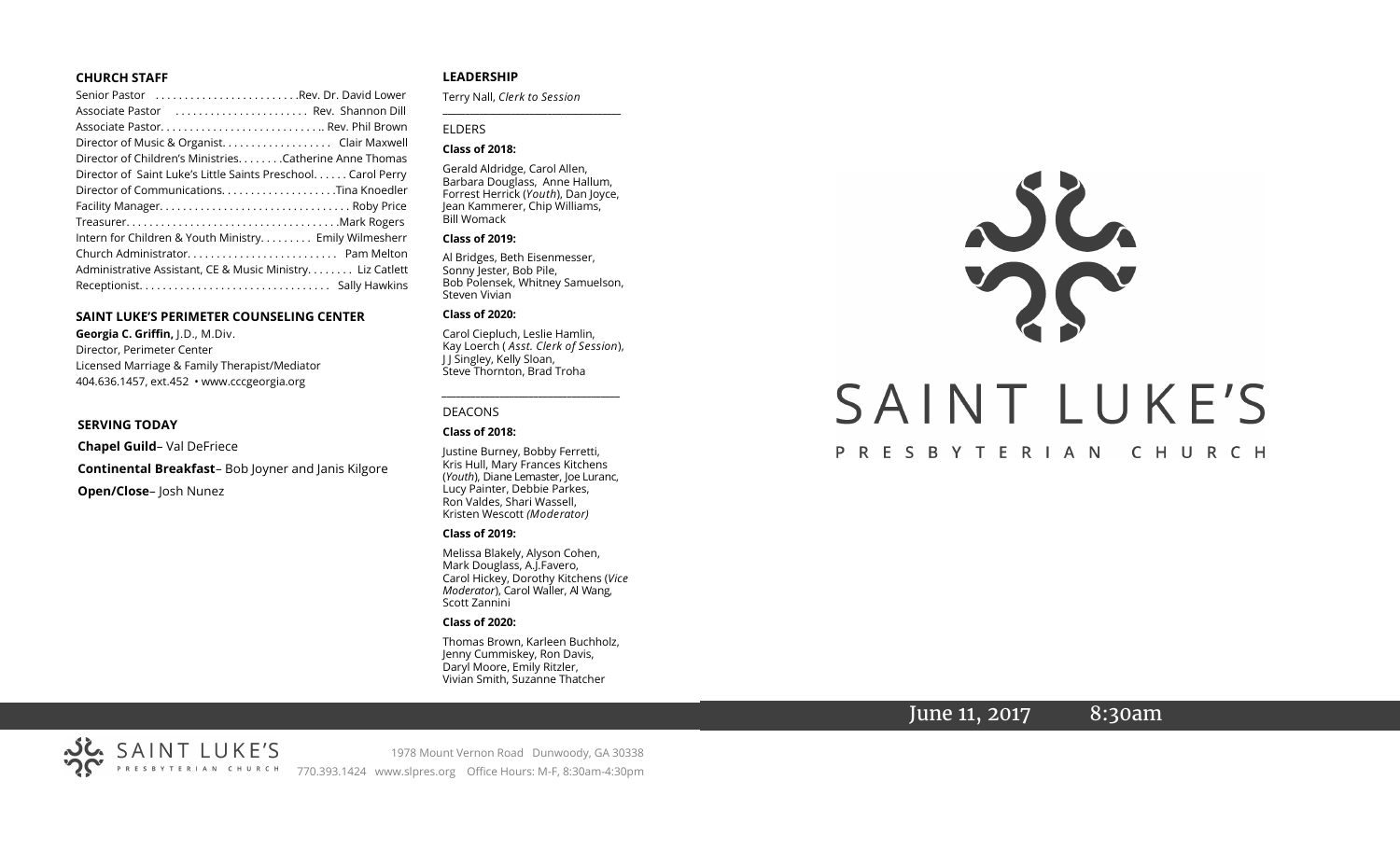## CHURCH STAFF

Senior Pastor . . . . . . . . . . . . . . . . . . . . . . . . .Rev. Dr. David Lower
Associate Pastor . . . . . . . . . . . . . . . . . . . . . . . Rev. Shannon Dill
Associate Pastor. . . . . . . . . . . . . . . . . . . . . . . . . . . .. Rev. Phil Brown
Director of Music & Organist. . . . . . . . . . . . . . . . . . . Clair Maxwell
Director of Children's Ministries. . . . . . . . .Catherine Anne Thomas
Director of Saint Luke's Little Saints Preschool. . . . . . Carol Perry
Director of Communications. . . . . . . . . . . . . . . . . . . .Tina Knoedler
Facility Manager. . . . . . . . . . . . . . . . . . . . . . . . . . . . . . . . . Roby Price
Treasurer. . . . . . . . . . . . . . . . . . . . . . . . . . . . . . . . . . . . .Mark Rogers
Intern for Children & Youth Ministry. . . . . . . . . Emily Wilmesherr
Church Administrator. . . . . . . . . . . . . . . . . . . . . . . . . . Pam Melton
Administrative Assistant, CE & Music Ministry. . . . . . . . Liz Catlett
Receptionist. . . . . . . . . . . . . . . . . . . . . . . . . . . . . . . . . Sally Hawkins

## SAINT LUKE'S PERIMETER COUNSELING CENTER

**Georgia C. Griffin,** J.D., M.Div.
Director, Perimeter Center
Licensed Marriage & Family Therapist/Mediator
404.636.1457, ext.452 • www.cccgeorgia.org

## SERVING TODAY

**Chapel Guild**– Val DeFriece

**Continental Breakfast**– Bob Joyner and Janis Kilgore

**Open/Close**– Josh Nunez

## LEADERSHIP

Terry Nall, *Clerk to Session*

### ELDERS

**Class of 2018:**

Gerald Aldridge, Carol Allen, Barbara Douglass, Anne Hallum, Forrest Herrick (*Youth*), Dan Joyce, Jean Kammerer, Chip Williams, Bill Womack

**Class of 2019:**

Al Bridges, Beth Eisenmesser, Sonny Jester, Bob Pile, Bob Polensek, Whitney Samuelson, Steven Vivian

**Class of 2020:**

Carol Ciepluch, Leslie Hamlin, Kay Loerch ( *Asst. Clerk of Session*), J J Singley, Kelly Sloan, Steve Thornton, Brad Troha

### DEACONS

**Class of 2018:**

Justine Burney, Bobby Ferretti, Kris Hull, Mary Frances Kitchens (*Youth*), Diane Lemaster, Joe Luranc, Lucy Painter, Debbie Parkes, Ron Valdes, Shari Wassell, Kristen Wescott *(Moderator)*

**Class of 2019:**

Melissa Blakely, Alyson Cohen, Mark Douglass, A.J.Favero, Carol Hickey, Dorothy Kitchens (*Vice Moderator*), Carol Waller, Al Wang, Scott Zannini

**Class of 2020:**

Thomas Brown, Karleen Buchholz, Jenny Cummiskey, Ron Davis, Daryl Moore, Emily Ritzler, Vivian Smith, Suzanne Thatcher

# SAINT LUKE'S

PRESBYTERIAN CHURCH

June 11, 2017 8:30am

SAINT LUKE'S PRESBYTERIAN CHURCH

1978 Mount Vernon Road Dunwoody, GA 30338
770.393.1424 www.slpres.org Office Hours: M-F, 8:30am-4:30pm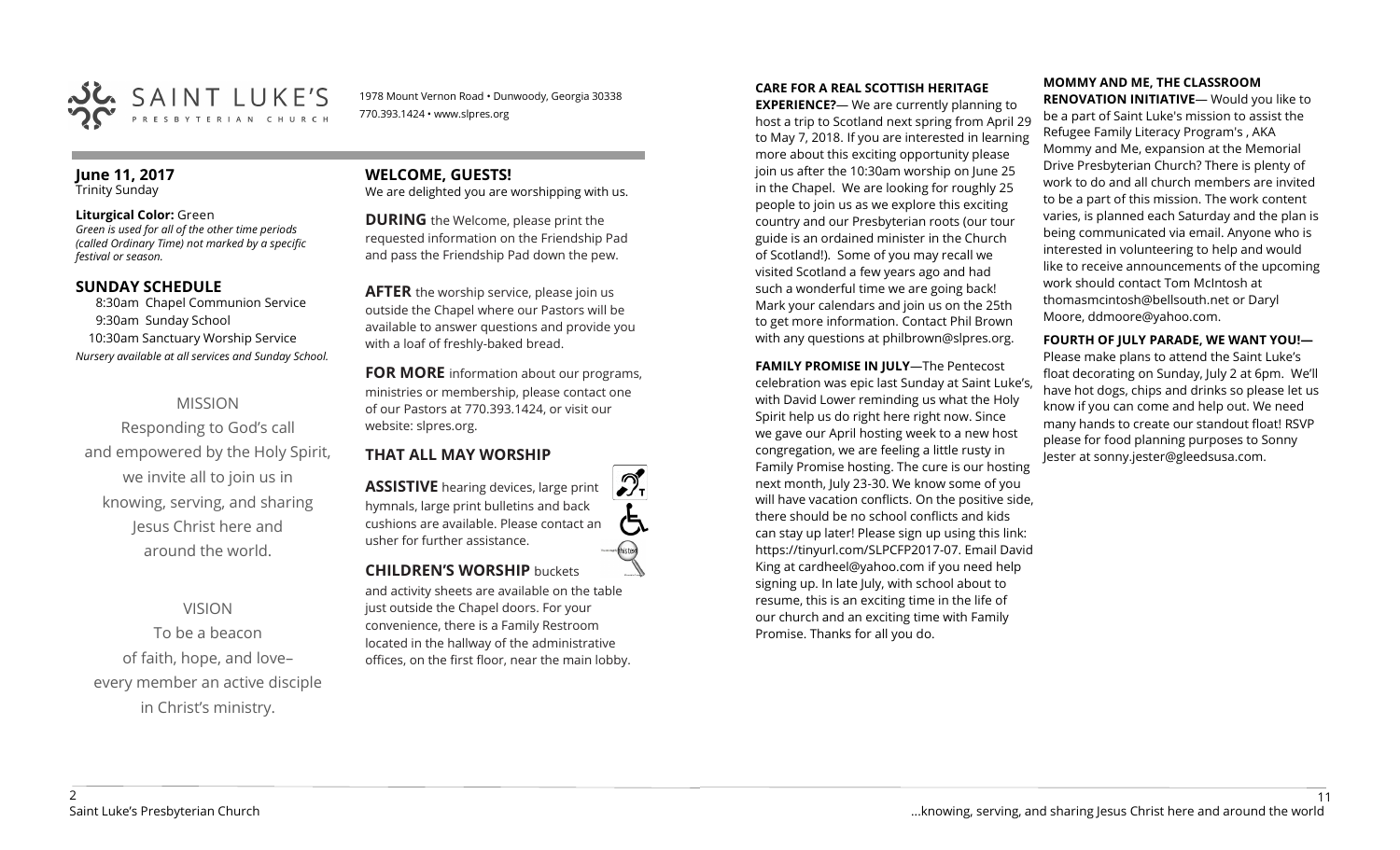SAINT LUKE'S PRESBYTERIAN CHURCH

1978 Mount Vernon Road • Dunwoody, Georgia 30338
770.393.1424 • www.slpres.org

**June 11, 2017**
Trinity Sunday

**Liturgical Color:** Green
*Green is used for all of the other time periods (called Ordinary Time) not marked by a specific festival or season.*

## SUNDAY SCHEDULE

8:30am Chapel Communion Service
9:30am Sunday School
10:30am Sanctuary Worship Service
*Nursery available at all services and Sunday School.*

MISSION

Responding to God's call and empowered by the Holy Spirit, we invite all to join us in knowing, serving, and sharing Jesus Christ here and around the world.

VISION

To be a beacon of faith, hope, and love– every member an active disciple in Christ's ministry.

## WELCOME, GUESTS!

We are delighted you are worshipping with us.

**DURING** the Welcome, please print the requested information on the Friendship Pad and pass the Friendship Pad down the pew.

**AFTER** the worship service, please join us outside the Chapel where our Pastors will be available to answer questions and provide you with a loaf of freshly-baked bread.

**FOR MORE** information about our programs, ministries or membership, please contact one of our Pastors at 770.393.1424, or visit our website: slpres.org.

## THAT ALL MAY WORSHIP

**ASSISTIVE** hearing devices, large print hymnals, large print bulletins and back cushions are available. Please contact an usher for further assistance.

**CHILDREN'S WORSHIP** buckets and activity sheets are available on the table just outside the Chapel doors. For your convenience, there is a Family Restroom located in the hallway of the administrative offices, on the first floor, near the main lobby.

**CARE FOR A REAL SCOTTISH HERITAGE EXPERIENCE?**— We are currently planning to host a trip to Scotland next spring from April 29 to May 7, 2018. If you are interested in learning more about this exciting opportunity please join us after the 10:30am worship on June 25 in the Chapel. We are looking for roughly 25 people to join us as we explore this exciting country and our Presbyterian roots (our tour guide is an ordained minister in the Church of Scotland!). Some of you may recall we visited Scotland a few years ago and had such a wonderful time we are going back! Mark your calendars and join us on the 25th to get more information. Contact Phil Brown with any questions at philbrown@slpres.org.

**FAMILY PROMISE IN JULY**—The Pentecost celebration was epic last Sunday at Saint Luke's, with David Lower reminding us what the Holy Spirit help us do right here right now. Since we gave our April hosting week to a new host congregation, we are feeling a little rusty in Family Promise hosting. The cure is our hosting next month, July 23-30. We know some of you will have vacation conflicts. On the positive side, there should be no school conflicts and kids can stay up later! Please sign up using this link: https://tinyurl.com/SLPCFP2017-07. Email David King at cardheel@yahoo.com if you need help signing up. In late July, with school about to resume, this is an exciting time in the life of our church and an exciting time with Family Promise. Thanks for all you do.

**MOMMY AND ME, THE CLASSROOM RENOVATION INITIATIVE**— Would you like to be a part of Saint Luke's mission to assist the Refugee Family Literacy Program's , AKA Mommy and Me, expansion at the Memorial Drive Presbyterian Church? There is plenty of work to do and all church members are invited to be a part of this mission. The work content varies, is planned each Saturday and the plan is being communicated via email. Anyone who is interested in volunteering to help and would like to receive announcements of the upcoming work should contact Tom McIntosh at thomasmcintosh@bellsouth.net or Daryl Moore, ddmoore@yahoo.com.

**FOURTH OF JULY PARADE, WE WANT YOU!**— Please make plans to attend the Saint Luke's float decorating on Sunday, July 2 at 6pm. We'll have hot dogs, chips and drinks so please let us know if you can come and help out. We need many hands to create our standout float! RSVP please for food planning purposes to Sonny Jester at sonny.jester@gleedsusa.com.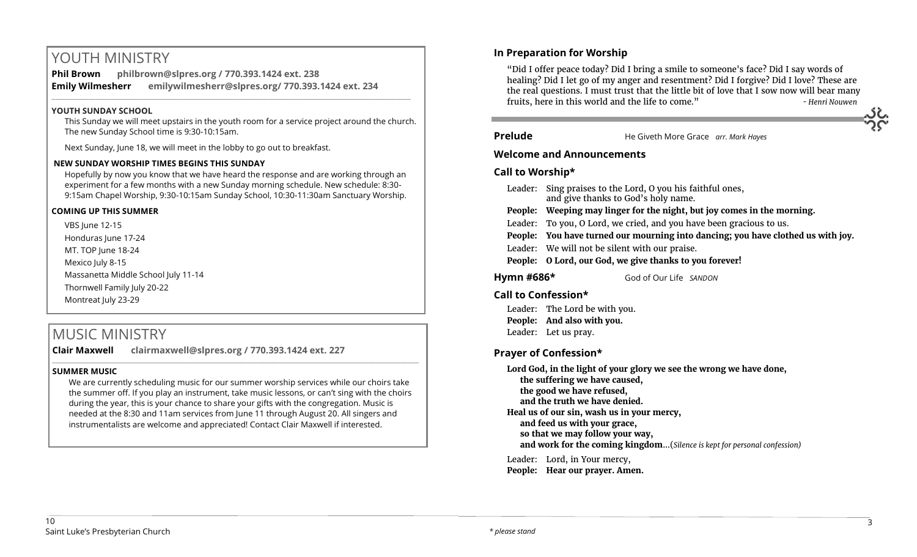# YOUTH MINISTRY

**Phil Brown** **philbrown@slpres.org / 770.393.1424 ext. 238**
**Emily Wilmesherr** **emilywilmesherr@slpres.org/ 770.393.1424 ext. 234**

### YOUTH SUNDAY SCHOOL

This Sunday we will meet upstairs in the youth room for a service project around the church. The new Sunday School time is 9:30-10:15am.

Next Sunday, June 18, we will meet in the lobby to go out to breakfast.

### NEW SUNDAY WORSHIP TIMES BEGINS THIS SUNDAY

Hopefully by now you know that we have heard the response and are working through an experiment for a few months with a new Sunday morning schedule. New schedule: 8:30-9:15am Chapel Worship, 9:30-10:15am Sunday School, 10:30-11:30am Sanctuary Worship.

### COMING UP THIS SUMMER

VBS June 12-15
Honduras June 17-24
MT. TOP June 18-24
Mexico July 8-15
Massanetta Middle School July 11-14
Thornwell Family July 20-22
Montreat July 23-29

# MUSIC MINISTRY

**Clair Maxwell** **clairmaxwell@slpres.org / 770.393.1424 ext. 227**

### SUMMER MUSIC

We are currently scheduling music for our summer worship services while our choirs take the summer off. If you play an instrument, take music lessons, or can't sing with the choirs during the year, this is your chance to share your gifts with the congregation. Music is needed at the 8:30 and 11am services from June 11 through August 20. All singers and instrumentalists are welcome and appreciated! Contact Clair Maxwell if interested.

## In Preparation for Worship

"Did I offer peace today? Did I bring a smile to someone's face? Did I say words of healing? Did I let go of my anger and resentment? Did I forgive? Did I love? These are the real questions. I must trust that the little bit of love that I sow now will bear many fruits, here in this world and the life to come." *- Henri Nouwen*

**Prelude** He Giveth More Grace *arr. Mark Hayes*

## Welcome and Announcements

## Call to Worship*

Leader: Sing praises to the Lord, O you his faithful ones, and give thanks to God's holy name.
**People: Weeping may linger for the night, but joy comes in the morning.**
Leader: To you, O Lord, we cried, and you have been gracious to us.
**People: You have turned our mourning into dancing; you have clothed us with joy.**
Leader: We will not be silent with our praise.
**People: O Lord, our God, we give thanks to you forever!**

**Hymn #686*** God of Our Life *SANDON*

## Call to Confession*

Leader: The Lord be with you.
**People: And also with you.**
Leader: Let us pray.

## Prayer of Confession*

**Lord God, in the light of your glory we see the wrong we have done,**
**the suffering we have caused,**
**the good we have refused,**
**and the truth we have denied.**
**Heal us of our sin, wash us in your mercy,**
**and feed us with your grace,**
**so that we may follow your way,**
**and work for the coming kingdom**...(*Silence is kept for personal confession)*

Leader: Lord, in Your mercy,
**People: Hear our prayer. Amen.**

*\* please stand*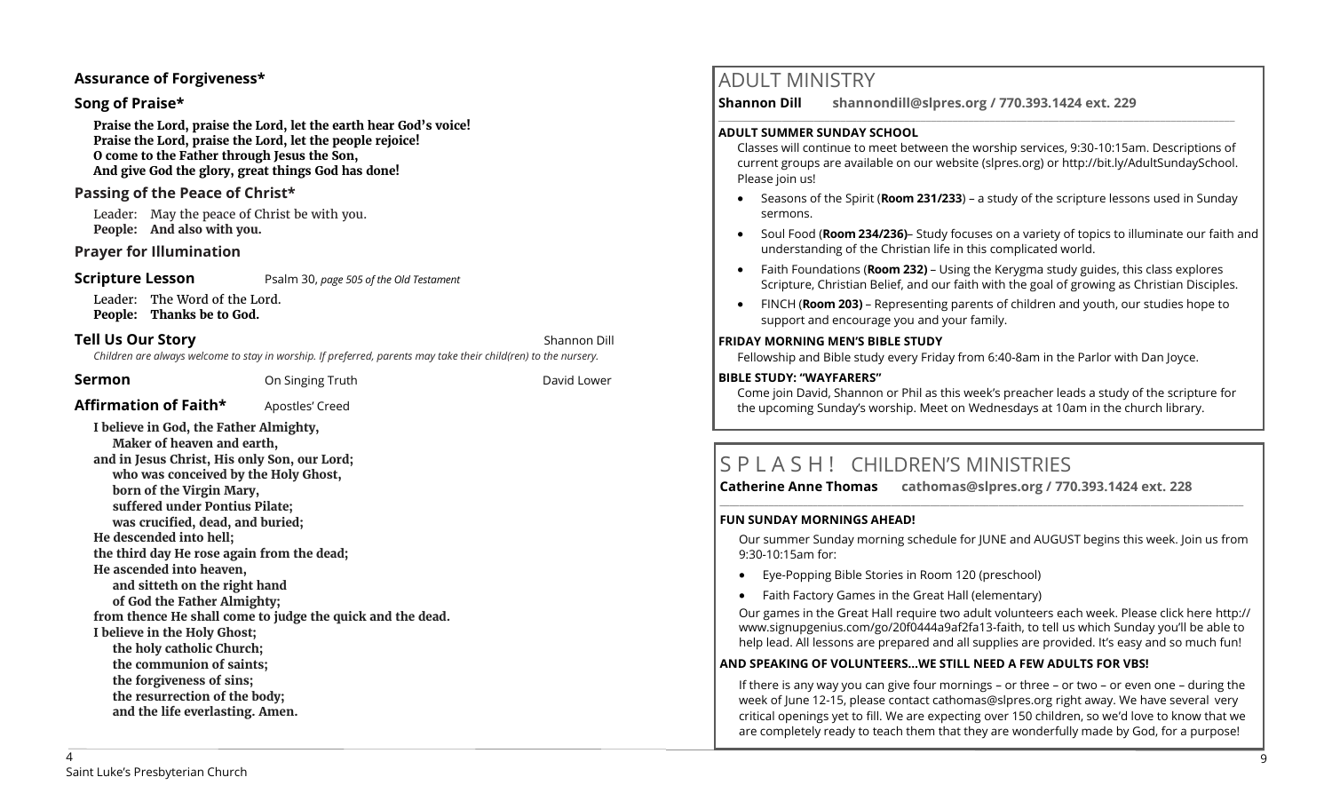**Assurance of Forgiveness***

**Song of Praise***

**Praise the Lord, praise the Lord, let the earth hear God's voice!**
**Praise the Lord, praise the Lord, let the people rejoice!**
**O come to the Father through Jesus the Son,**
**And give God the glory, great things God has done!**

**Passing of the Peace of Christ***

Leader: May the peace of Christ be with you.
**People: And also with you.**

**Prayer for Illumination**

**Scripture Lesson** Psalm 30, *page 505 of the Old Testament*

Leader: The Word of the Lord.
**People: Thanks be to God.**

**Tell Us Our Story** Shannon Dill

*Children are always welcome to stay in worship. If preferred, parents may take their child(ren) to the nursery.*

**Sermon** On Singing Truth David Lower

**Affirmation of Faith*** Apostles' Creed

**I believe in God, the Father Almighty,**
**Maker of heaven and earth,**
**and in Jesus Christ, His only Son, our Lord;**
**who was conceived by the Holy Ghost,**
**born of the Virgin Mary,**
**suffered under Pontius Pilate;**
**was crucified, dead, and buried;**
**He descended into hell;**
**the third day He rose again from the dead;**
**He ascended into heaven,**
**and sitteth on the right hand**
**of God the Father Almighty;**
**from thence He shall come to judge the quick and the dead.**
**I believe in the Holy Ghost;**
**the holy catholic Church;**
**the communion of saints;**
**the forgiveness of sins;**
**the resurrection of the body;**
**and the life everlasting. Amen.**

# ADULT MINISTRY

**Shannon Dill shannondill@slpres.org / 770.393.1424 ext. 229**

**ADULT SUMMER SUNDAY SCHOOL**

Classes will continue to meet between the worship services, 9:30-10:15am. Descriptions of current groups are available on our website (slpres.org) or http://bit.ly/AdultSundaySchool. Please join us!

- Seasons of the Spirit (**Room 231/233**) – a study of the scripture lessons used in Sunday sermons.
- Soul Food (**Room 234/236)**– Study focuses on a variety of topics to illuminate our faith and understanding of the Christian life in this complicated world.
- Faith Foundations (**Room 232)** – Using the Kerygma study guides, this class explores Scripture, Christian Belief, and our faith with the goal of growing as Christian Disciples.
- FINCH (**Room 203)** – Representing parents of children and youth, our studies hope to support and encourage you and your family.

**FRIDAY MORNING MEN'S BIBLE STUDY**

Fellowship and Bible study every Friday from 6:40-8am in the Parlor with Dan Joyce.

**BIBLE STUDY: "WAYFARERS"**

Come join David, Shannon or Phil as this week's preacher leads a study of the scripture for the upcoming Sunday's worship. Meet on Wednesdays at 10am in the church library.

# S P L A S H ! CHILDREN'S MINISTRIES

**Catherine Anne Thomas cathomas@slpres.org / 770.393.1424 ext. 228**

**FUN SUNDAY MORNINGS AHEAD!**

Our summer Sunday morning schedule for JUNE and AUGUST begins this week. Join us from 9:30-10:15am for:

- Eye-Popping Bible Stories in Room 120 (preschool)
- Faith Factory Games in the Great Hall (elementary)

Our games in the Great Hall require two adult volunteers each week. Please click here http://www.signupgenius.com/go/20f0444a9af2fa13-faith, to tell us which Sunday you'll be able to help lead. All lessons are prepared and all supplies are provided. It's easy and so much fun!

**AND SPEAKING OF VOLUNTEERS…WE STILL NEED A FEW ADULTS FOR VBS!**

If there is any way you can give four mornings – or three – or two – or even one – during the week of June 12-15, please contact cathomas@slpres.org right away. We have several very critical openings yet to fill. We are expecting over 150 children, so we'd love to know that we are completely ready to teach them that they are wonderfully made by God, for a purpose!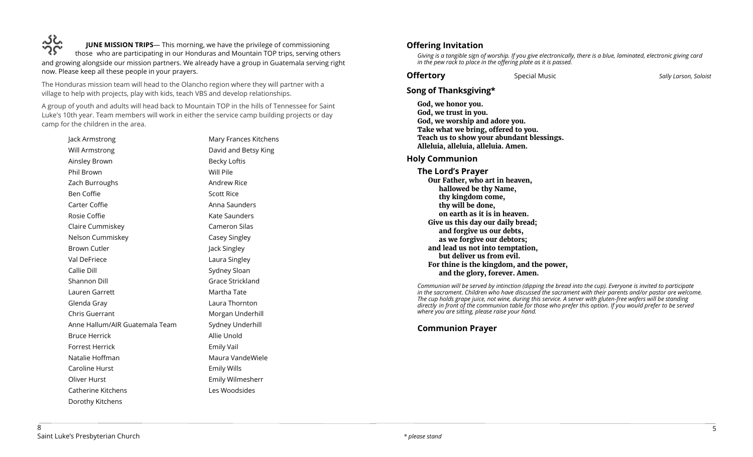**JUNE MISSION TRIPS**— This morning, we have the privilege of commissioning those who are participating in our Honduras and Mountain TOP trips, serving others and growing alongside our mission partners. We already have a group in Guatemala serving right now. Please keep all these people in your prayers.

The Honduras mission team will head to the Olancho region where they will partner with a village to help with projects, play with kids, teach VBS and develop relationships.

A group of youth and adults will head back to Mountain TOP in the hills of Tennessee for Saint Luke's 10th year. Team members will work in either the service camp building projects or day camp for the children in the area.

Jack Armstrong
Will Armstrong
Ainsley Brown
Phil Brown
Zach Burroughs
Ben Coffie
Carter Coffie
Rosie Coffie
Claire Cummiskey
Nelson Cummiskey
Brown Cutler
Val DeFriece
Callie Dill
Shannon Dill
Lauren Garrett
Glenda Gray
Chris Guerrant
Anne Hallum/AIR Guatemala Team
Bruce Herrick
Forrest Herrick
Natalie Hoffman
Caroline Hurst
Oliver Hurst
Catherine Kitchens
Dorothy Kitchens
Mary Frances Kitchens
David and Betsy King
Becky Loftis
Will Pile
Andrew Rice
Scott Rice
Anna Saunders
Kate Saunders
Cameron Silas
Casey Singley
Jack Singley
Laura Singley
Sydney Sloan
Grace Strickland
Martha Tate
Laura Thornton
Morgan Underhill
Sydney Underhill
Allie Unold
Emily Vail
Maura VandeWiele
Emily Wills
Emily Wilmesherr
Les Woodsides

## Offering Invitation

*Giving is a tangible sign of worship. If you give electronically, there is a blue, laminated, electronic giving card in the pew rack to place in the offering plate as it is passed.*

**Offertory** Special Music *Sally Larson, Soloist*

## Song of Thanksgiving*

**God, we honor you.**
**God, we trust in you.**
**God, we worship and adore you.**
**Take what we bring, offered to you.**
**Teach us to show your abundant blessings.**
**Alleluia, alleluia, alleluia. Amen.**

## Holy Communion

### The Lord's Prayer

**Our Father, who art in heaven,**
**hallowed be thy Name,**
**thy kingdom come,**
**thy will be done,**
**on earth as it is in heaven.**
**Give us this day our daily bread;**
**and forgive us our debts,**
**as we forgive our debtors;**
**and lead us not into temptation,**
**but deliver us from evil.**
**For thine is the kingdom, and the power,**
**and the glory, forever. Amen.**

*Communion will be served by intinction (dipping the bread into the cup). Everyone is invited to participate in the sacrament. Children who have discussed the sacrament with their parents and/or pastor are welcome. The cup holds grape juice, not wine, during this service. A server with gluten-free wafers will be standing directly in front of the communion table for those who prefer this option. If you would prefer to be served where you are sitting, please raise your hand.*

### Communion Prayer

*\* please stand*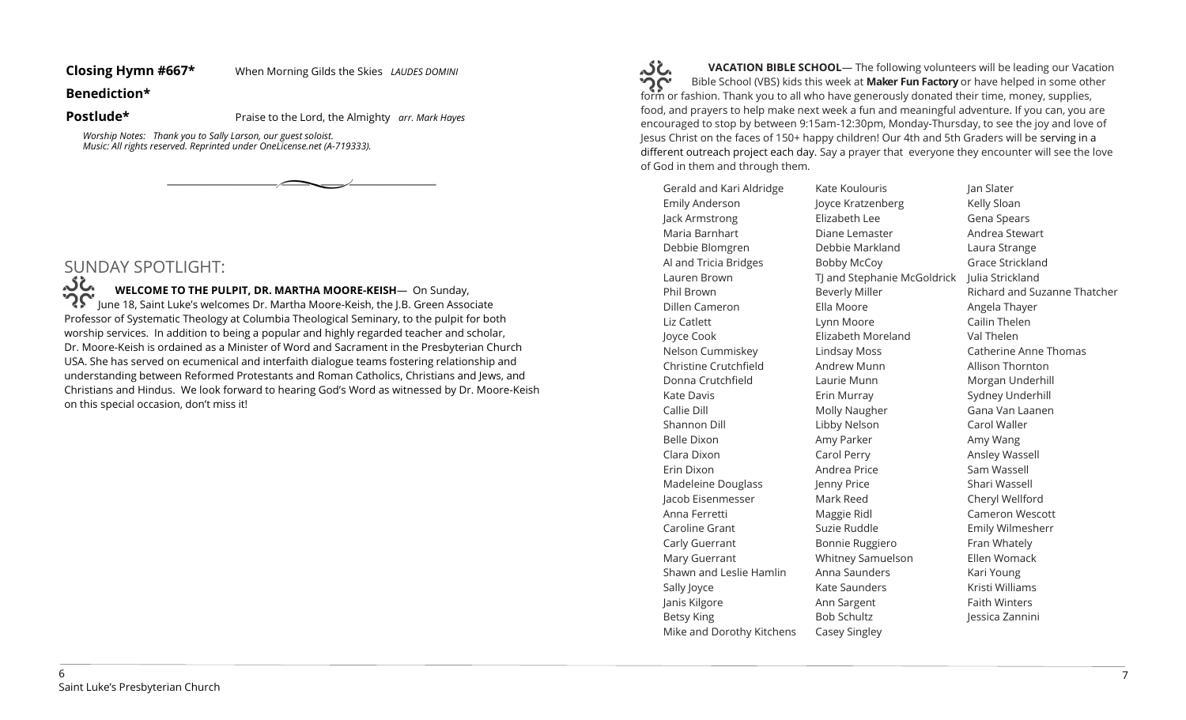**Closing Hymn #667*** When Morning Gilds the Skies *LAUDES DOMINI*

**Benediction***

**Postlude*** Praise to the Lord, the Almighty *arr. Mark Hayes*

*Worship Notes: Thank you to Sally Larson, our guest soloist.*
*Music: All rights reserved. Reprinted under OneLicense.net (A-719333).*

## SUNDAY SPOTLIGHT:

**WELCOME TO THE PULPIT, DR. MARTHA MOORE-KEISH**— On Sunday, June 18, Saint Luke's welcomes Dr. Martha Moore-Keish, the J.B. Green Associate Professor of Systematic Theology at Columbia Theological Seminary, to the pulpit for both worship services. In addition to being a popular and highly regarded teacher and scholar, Dr. Moore-Keish is ordained as a Minister of Word and Sacrament in the Presbyterian Church USA. She has served on ecumenical and interfaith dialogue teams fostering relationship and understanding between Reformed Protestants and Roman Catholics, Christians and Jews, and Christians and Hindus. We look forward to hearing God's Word as witnessed by Dr. Moore-Keish on this special occasion, don't miss it!

**VACATION BIBLE SCHOOL**— The following volunteers will be leading our Vacation Bible School (VBS) kids this week at **Maker Fun Factory** or have helped in some other form or fashion. Thank you to all who have generously donated their time, money, supplies, food, and prayers to help make next week a fun and meaningful adventure. If you can, you are encouraged to stop by between 9:15am-12:30pm, Monday-Thursday, to see the joy and love of Jesus Christ on the faces of 150+ happy children! Our 4th and 5th Graders will be serving in a different outreach project each day. Say a prayer that everyone they encounter will see the love of God in them and through them.

Gerald and Kari Aldridge
Emily Anderson
Jack Armstrong
Maria Barnhart
Debbie Blomgren
Al and Tricia Bridges
Lauren Brown
Phil Brown
Dillen Cameron
Liz Catlett
Joyce Cook
Nelson Cummiskey
Christine Crutchfield
Donna Crutchfield
Kate Davis
Callie Dill
Shannon Dill
Belle Dixon
Clara Dixon
Erin Dixon
Madeleine Douglass
Jacob Eisenmesser
Anna Ferretti
Caroline Grant
Carly Guerrant
Mary Guerrant
Shawn and Leslie Hamlin
Sally Joyce
Janis Kilgore
Betsy King
Mike and Dorothy Kitchens
Kate Koulouris
Joyce Kratzenberg
Elizabeth Lee
Diane Lemaster
Debbie Markland
Bobby McCoy
TJ and Stephanie McGoldrick
Beverly Miller
Ella Moore
Lynn Moore
Elizabeth Moreland
Lindsay Moss
Andrew Munn
Laurie Munn
Erin Murray
Molly Naugher
Libby Nelson
Amy Parker
Carol Perry
Andrea Price
Jenny Price
Mark Reed
Maggie Ridl
Suzie Ruddle
Bonnie Ruggiero
Whitney Samuelson
Anna Saunders
Kate Saunders
Ann Sargent
Bob Schultz
Casey Singley
Jan Slater
Kelly Sloan
Gena Spears
Andrea Stewart
Laura Strange
Grace Strickland
Julia Strickland
Richard and Suzanne Thatcher
Angela Thayer
Cailin Thelen
Val Thelen
Catherine Anne Thomas
Allison Thornton
Morgan Underhill
Sydney Underhill
Gana Van Laanen
Carol Waller
Amy Wang
Ansley Wassell
Sam Wassell
Shari Wassell
Cheryl Wellford
Cameron Wescott
Emily Wilmesherr
Fran Whately
Ellen Womack
Kari Young
Kristi Williams
Faith Winters
Jessica Zannini